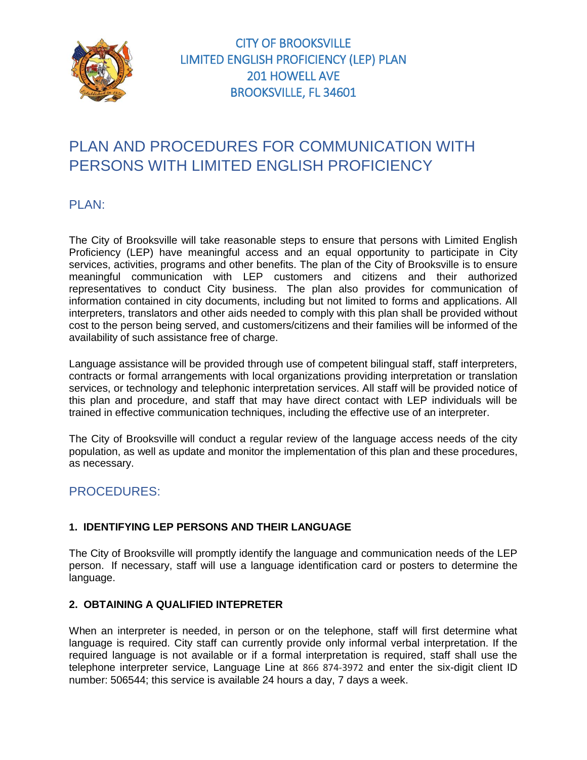CITY OF BROOKSVILLE
LIMITED ENGLISH PROFICIENCY (LEP) PLAN
201 HOWELL AVE
BROOKSVILLE, FL 34601

# PLAN AND PROCEDURES FOR COMMUNICATION WITH PERSONS WITH LIMITED ENGLISH PROFICIENCY

## PLAN:

The City of Brooksville will take reasonable steps to ensure that persons with Limited English Proficiency (LEP) have meaningful access and an equal opportunity to participate in City services, activities, programs and other benefits. The plan of the City of Brooksville is to ensure meaningful communication with LEP customers and citizens and their authorized representatives to conduct City business. The plan also provides for communication of information contained in city documents, including but not limited to forms and applications. All interpreters, translators and other aids needed to comply with this plan shall be provided without cost to the person being served, and customers/citizens and their families will be informed of the availability of such assistance free of charge.

Language assistance will be provided through use of competent bilingual staff, staff interpreters, contracts or formal arrangements with local organizations providing interpretation or translation services, or technology and telephonic interpretation services. All staff will be provided notice of this plan and procedure, and staff that may have direct contact with LEP individuals will be trained in effective communication techniques, including the effective use of an interpreter.

The City of Brooksville will conduct a regular review of the language access needs of the city population, as well as update and monitor the implementation of this plan and these procedures, as necessary.

## PROCEDURES:

### 1. IDENTIFYING LEP PERSONS AND THEIR LANGUAGE

The City of Brooksville will promptly identify the language and communication needs of the LEP person. If necessary, staff will use a language identification card or posters to determine the language.

### 2. OBTAINING A QUALIFIED INTEPRETER

When an interpreter is needed, in person or on the telephone, staff will first determine what language is required. City staff can currently provide only informal verbal interpretation. If the required language is not available or if a formal interpretation is required, staff shall use the telephone interpreter service, Language Line at 866 874-3972 and enter the six-digit client ID number: 506544; this service is available 24 hours a day, 7 days a week.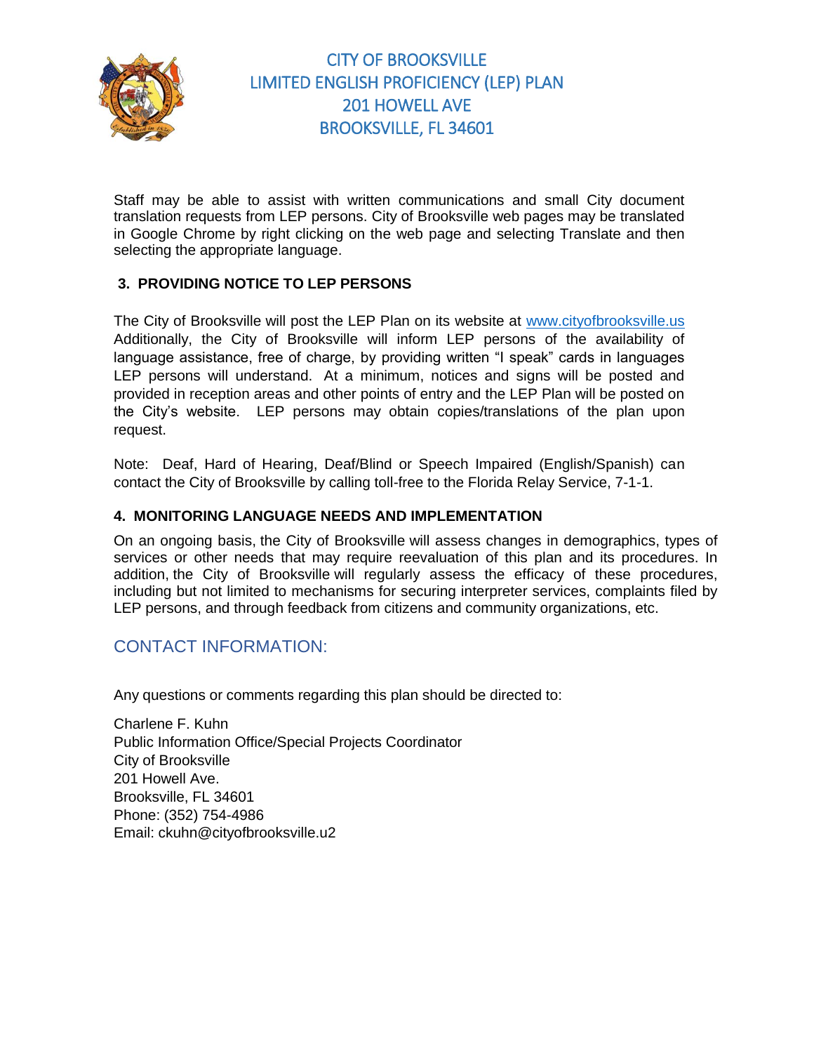Staff may be able to assist with written communications and small City document translation requests from LEP persons. City of Brooksville web pages may be translated in Google Chrome by right clicking on the web page and selecting Translate and then selecting the appropriate language.

### 3. PROVIDING NOTICE TO LEP PERSONS

The City of Brooksville will post the LEP Plan on its website at www.cityofbrooksville.us Additionally, the City of Brooksville will inform LEP persons of the availability of language assistance, free of charge, by providing written "I speak" cards in languages LEP persons will understand. At a minimum, notices and signs will be posted and provided in reception areas and other points of entry and the LEP Plan will be posted on the City's website. LEP persons may obtain copies/translations of the plan upon request.

Note: Deaf, Hard of Hearing, Deaf/Blind or Speech Impaired (English/Spanish) can contact the City of Brooksville by calling toll-free to the Florida Relay Service, 7-1-1.

### 4. MONITORING LANGUAGE NEEDS AND IMPLEMENTATION

On an ongoing basis, the City of Brooksville will assess changes in demographics, types of services or other needs that may require reevaluation of this plan and its procedures. In addition, the City of Brooksville will regularly assess the efficacy of these procedures, including but not limited to mechanisms for securing interpreter services, complaints filed by LEP persons, and through feedback from citizens and community organizations, etc.

## CONTACT INFORMATION:

Any questions or comments regarding this plan should be directed to:

Charlene F. Kuhn
Public Information Office/Special Projects Coordinator
City of Brooksville
201 Howell Ave.
Brooksville, FL 34601
Phone: (352) 754-4986
Email: ckuhn@cityofbrooksville.u2